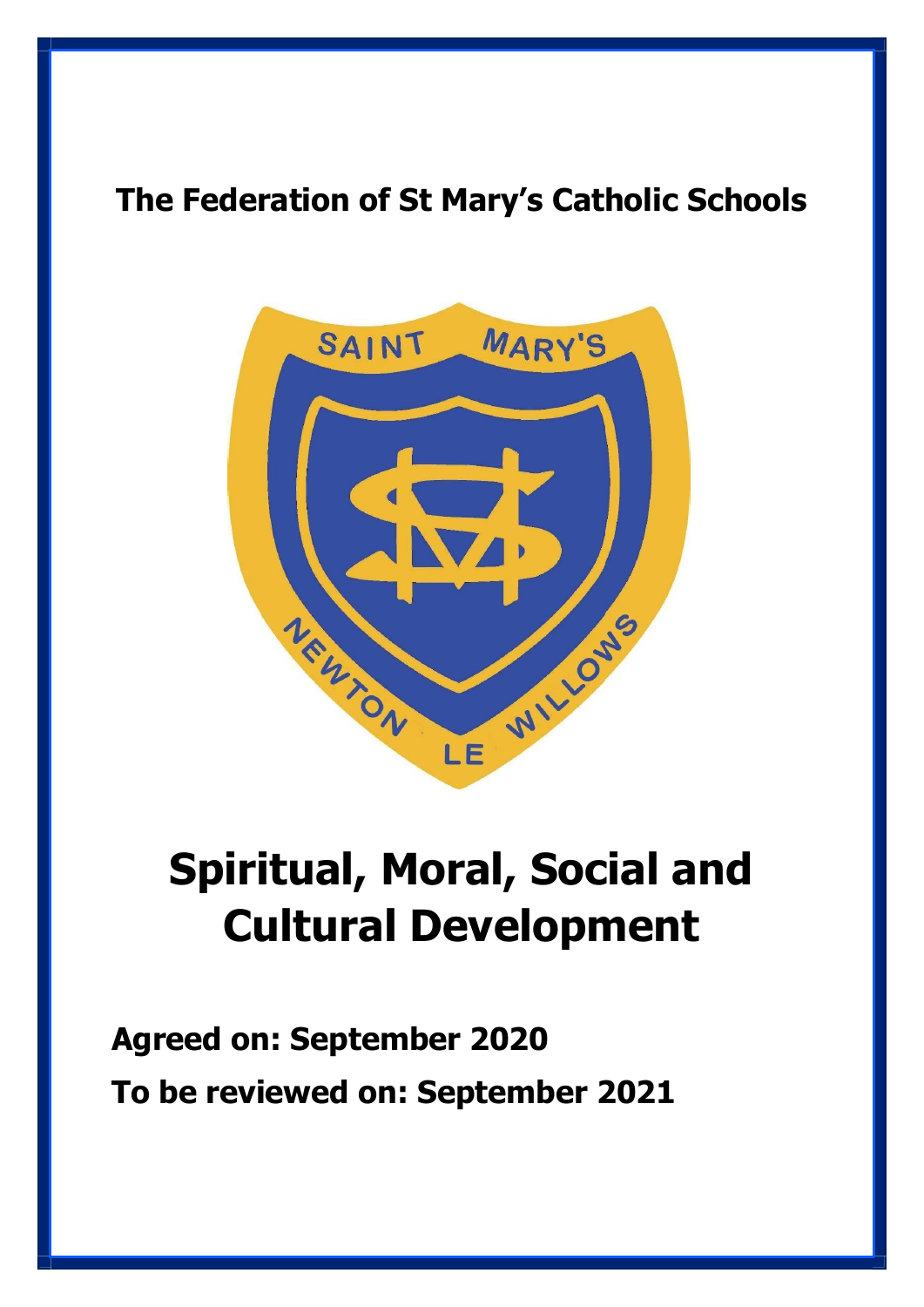**The Federation of St Mary's Catholic Schools**

# Spiritual, Moral, Social and Cultural Development

**Agreed on: September 2020**

**To be reviewed on: September 2021**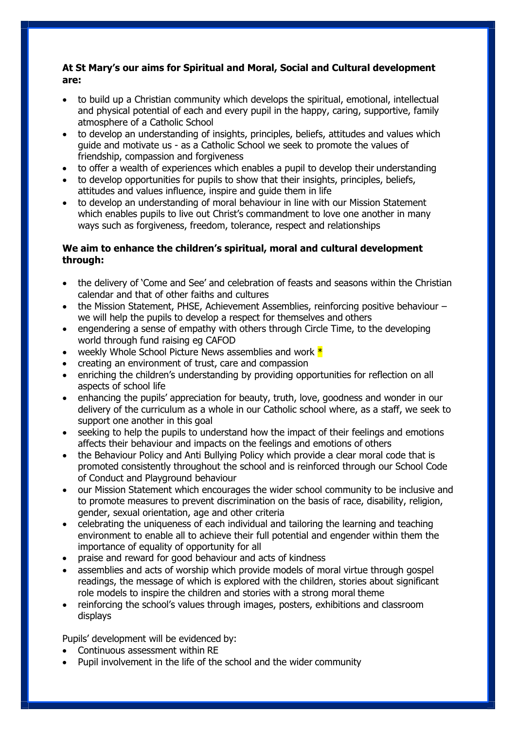**At St Mary's our aims for Spiritual and Moral, Social and Cultural development are:**

- to build up a Christian community which develops the spiritual, emotional, intellectual and physical potential of each and every pupil in the happy, caring, supportive, family atmosphere of a Catholic School
- to develop an understanding of insights, principles, beliefs, attitudes and values which guide and motivate us - as a Catholic School we seek to promote the values of friendship, compassion and forgiveness
- to offer a wealth of experiences which enables a pupil to develop their understanding
- to develop opportunities for pupils to show that their insights, principles, beliefs, attitudes and values influence, inspire and guide them in life
- to develop an understanding of moral behaviour in line with our Mission Statement which enables pupils to live out Christ's commandment to love one another in many ways such as forgiveness, freedom, tolerance, respect and relationships

**We aim to enhance the children's spiritual, moral and cultural development through:**

- the delivery of 'Come and See' and celebration of feasts and seasons within the Christian calendar and that of other faiths and cultures
- the Mission Statement, PHSE, Achievement Assemblies, reinforcing positive behaviour – we will help the pupils to develop a respect for themselves and others
- engendering a sense of empathy with others through Circle Time, to the developing world through fund raising eg CAFOD
- weekly Whole School Picture News assemblies and work *
- creating an environment of trust, care and compassion
- enriching the children's understanding by providing opportunities for reflection on all aspects of school life
- enhancing the pupils' appreciation for beauty, truth, love, goodness and wonder in our delivery of the curriculum as a whole in our Catholic school where, as a staff, we seek to support one another in this goal
- seeking to help the pupils to understand how the impact of their feelings and emotions affects their behaviour and impacts on the feelings and emotions of others
- the Behaviour Policy and Anti Bullying Policy which provide a clear moral code that is promoted consistently throughout the school and is reinforced through our School Code of Conduct and Playground behaviour
- our Mission Statement which encourages the wider school community to be inclusive and to promote measures to prevent discrimination on the basis of race, disability, religion, gender, sexual orientation, age and other criteria
- celebrating the uniqueness of each individual and tailoring the learning and teaching environment to enable all to achieve their full potential and engender within them the importance of equality of opportunity for all
- praise and reward for good behaviour and acts of kindness
- assemblies and acts of worship which provide models of moral virtue through gospel readings, the message of which is explored with the children, stories about significant role models to inspire the children and stories with a strong moral theme
- reinforcing the school's values through images, posters, exhibitions and classroom displays

Pupils' development will be evidenced by:

- Continuous assessment within RE
- Pupil involvement in the life of the school and the wider community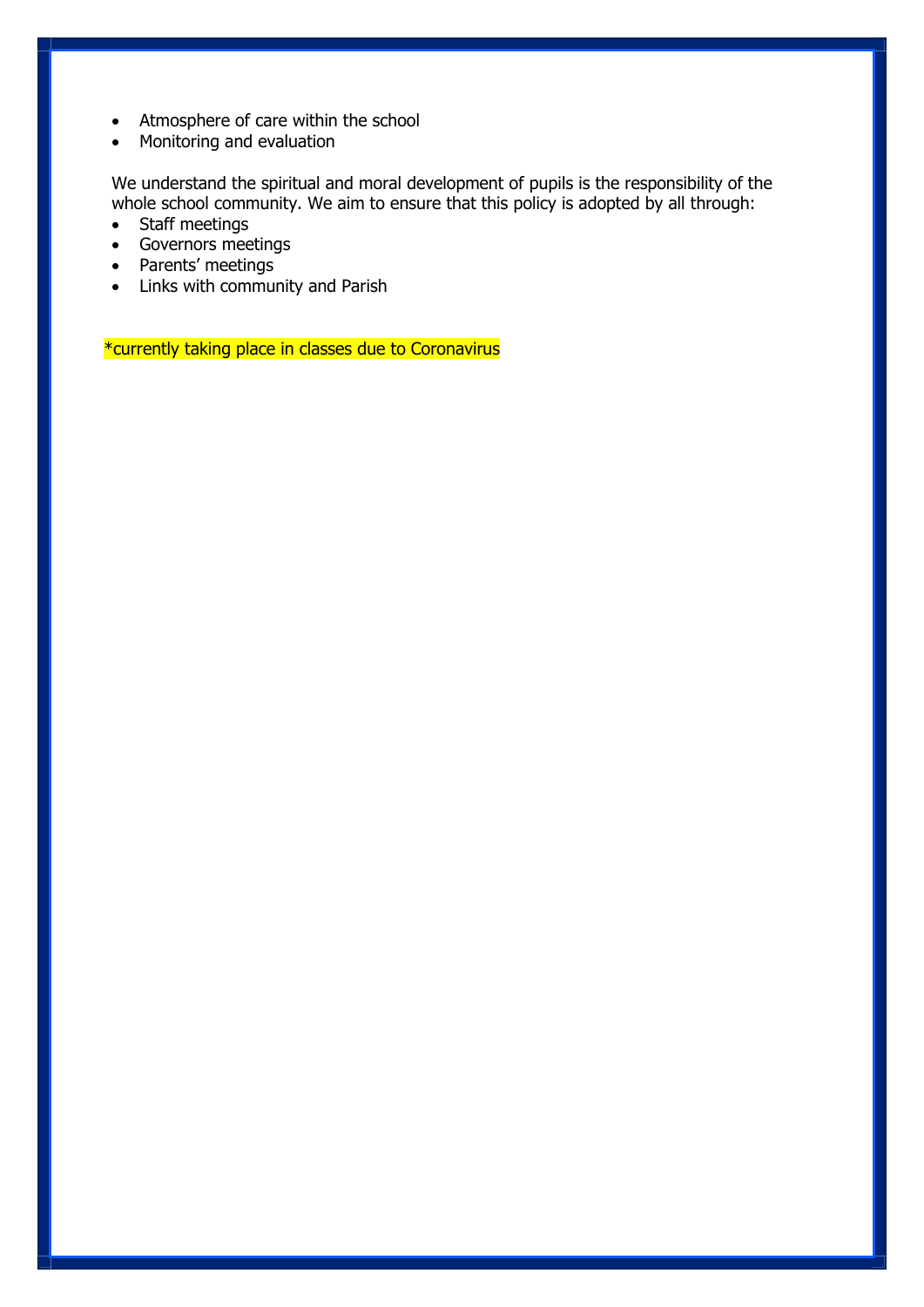- Atmosphere of care within the school
- Monitoring and evaluation

We understand the spiritual and moral development of pupils is the responsibility of the whole school community. We aim to ensure that this policy is adopted by all through:

- Staff meetings
- Governors meetings
- Parents' meetings
- Links with community and Parish

*currently taking place in classes due to Coronavirus